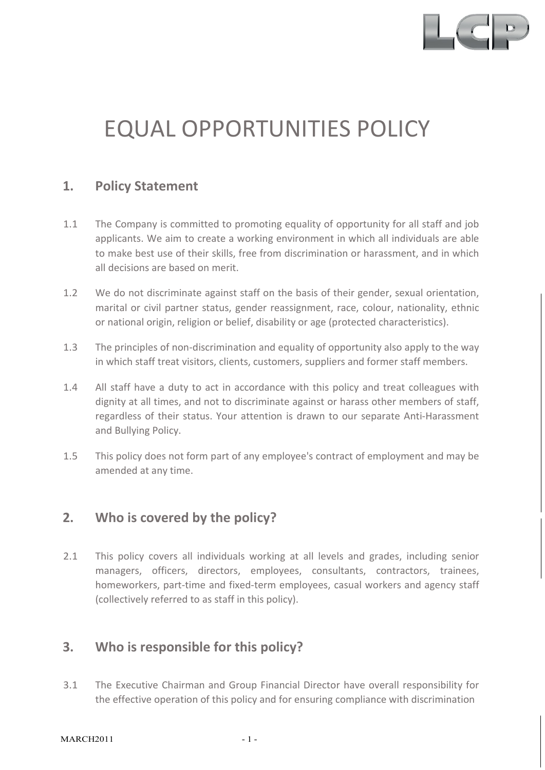# EQUAL OPPORTUNITIES POLICY

## 1. Policy Statement

1.1 The Company is committed to promoting equality of opportunity for all staff and job applicants. We aim to create a working environment in which all individuals are able to make best use of their skills, free from discrimination or harassment, and in which all decisions are based on merit.

1.2 We do not discriminate against staff on the basis of their gender, sexual orientation, marital or civil partner status, gender reassignment, race, colour, nationality, ethnic or national origin, religion or belief, disability or age (protected characteristics).

1.3 The principles of non-discrimination and equality of opportunity also apply to the way in which staff treat visitors, clients, customers, suppliers and former staff members.

1.4 All staff have a duty to act in accordance with this policy and treat colleagues with dignity at all times, and not to discriminate against or harass other members of staff, regardless of their status. Your attention is drawn to our separate Anti-Harassment and Bullying Policy.

1.5 This policy does not form part of any employee's contract of employment and may be amended at any time.

## 2. Who is covered by the policy?

2.1 This policy covers all individuals working at all levels and grades, including senior managers, officers, directors, employees, consultants, contractors, trainees, homeworkers, part-time and fixed-term employees, casual workers and agency staff (collectively referred to as staff in this policy).

## 3. Who is responsible for this policy?

3.1 The Executive Chairman and Group Financial Director have overall responsibility for the effective operation of this policy and for ensuring compliance with discrimination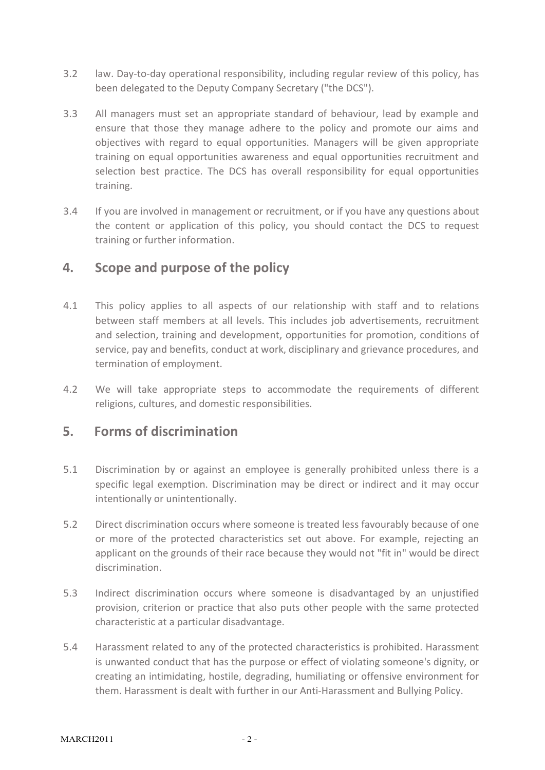3.2 law. Day-to-day operational responsibility, including regular review of this policy, has been delegated to the Deputy Company Secretary ("the DCS").

3.3 All managers must set an appropriate standard of behaviour, lead by example and ensure that those they manage adhere to the policy and promote our aims and objectives with regard to equal opportunities. Managers will be given appropriate training on equal opportunities awareness and equal opportunities recruitment and selection best practice. The DCS has overall responsibility for equal opportunities training.

3.4 If you are involved in management or recruitment, or if you have any questions about the content or application of this policy, you should contact the DCS to request training or further information.

## 4. Scope and purpose of the policy

4.1 This policy applies to all aspects of our relationship with staff and to relations between staff members at all levels. This includes job advertisements, recruitment and selection, training and development, opportunities for promotion, conditions of service, pay and benefits, conduct at work, disciplinary and grievance procedures, and termination of employment.

4.2 We will take appropriate steps to accommodate the requirements of different religions, cultures, and domestic responsibilities.

## 5. Forms of discrimination

5.1 Discrimination by or against an employee is generally prohibited unless there is a specific legal exemption. Discrimination may be direct or indirect and it may occur intentionally or unintentionally.

5.2 Direct discrimination occurs where someone is treated less favourably because of one or more of the protected characteristics set out above. For example, rejecting an applicant on the grounds of their race because they would not "fit in" would be direct discrimination.

5.3 Indirect discrimination occurs where someone is disadvantaged by an unjustified provision, criterion or practice that also puts other people with the same protected characteristic at a particular disadvantage.

5.4 Harassment related to any of the protected characteristics is prohibited. Harassment is unwanted conduct that has the purpose or effect of violating someone's dignity, or creating an intimidating, hostile, degrading, humiliating or offensive environment for them. Harassment is dealt with further in our Anti-Harassment and Bullying Policy.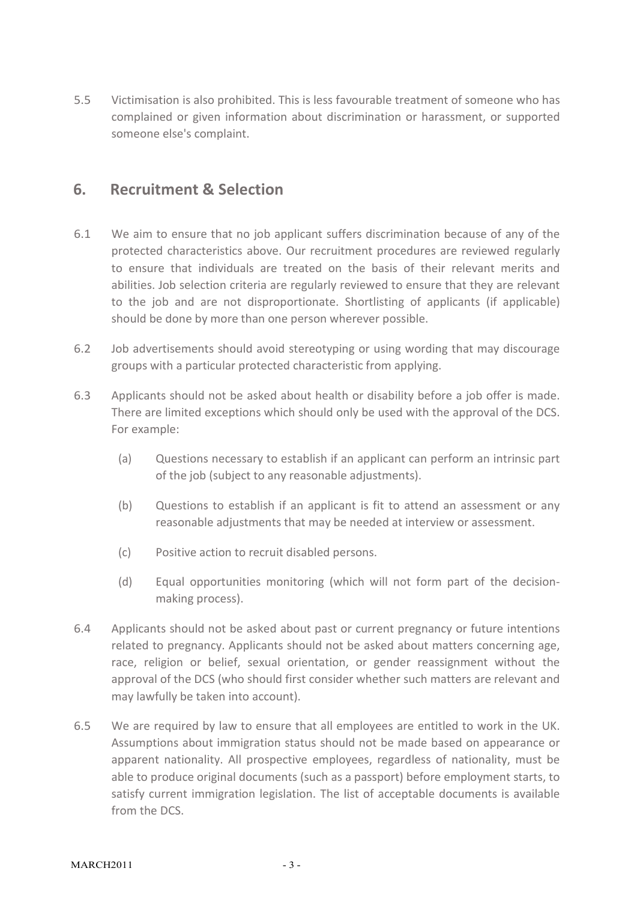5.5 Victimisation is also prohibited. This is less favourable treatment of someone who has complained or given information about discrimination or harassment, or supported someone else's complaint.

## 6. Recruitment & Selection

6.1 We aim to ensure that no job applicant suffers discrimination because of any of the protected characteristics above. Our recruitment procedures are reviewed regularly to ensure that individuals are treated on the basis of their relevant merits and abilities. Job selection criteria are regularly reviewed to ensure that they are relevant to the job and are not disproportionate. Shortlisting of applicants (if applicable) should be done by more than one person wherever possible.

6.2 Job advertisements should avoid stereotyping or using wording that may discourage groups with a particular protected characteristic from applying.

6.3 Applicants should not be asked about health or disability before a job offer is made. There are limited exceptions which should only be used with the approval of the DCS. For example:

   (a) Questions necessary to establish if an applicant can perform an intrinsic part of the job (subject to any reasonable adjustments).

   (b) Questions to establish if an applicant is fit to attend an assessment or any reasonable adjustments that may be needed at interview or assessment.

   (c) Positive action to recruit disabled persons.

   (d) Equal opportunities monitoring (which will not form part of the decision-making process).

6.4 Applicants should not be asked about past or current pregnancy or future intentions related to pregnancy. Applicants should not be asked about matters concerning age, race, religion or belief, sexual orientation, or gender reassignment without the approval of the DCS (who should first consider whether such matters are relevant and may lawfully be taken into account).

6.5 We are required by law to ensure that all employees are entitled to work in the UK. Assumptions about immigration status should not be made based on appearance or apparent nationality. All prospective employees, regardless of nationality, must be able to produce original documents (such as a passport) before employment starts, to satisfy current immigration legislation. The list of acceptable documents is available from the DCS.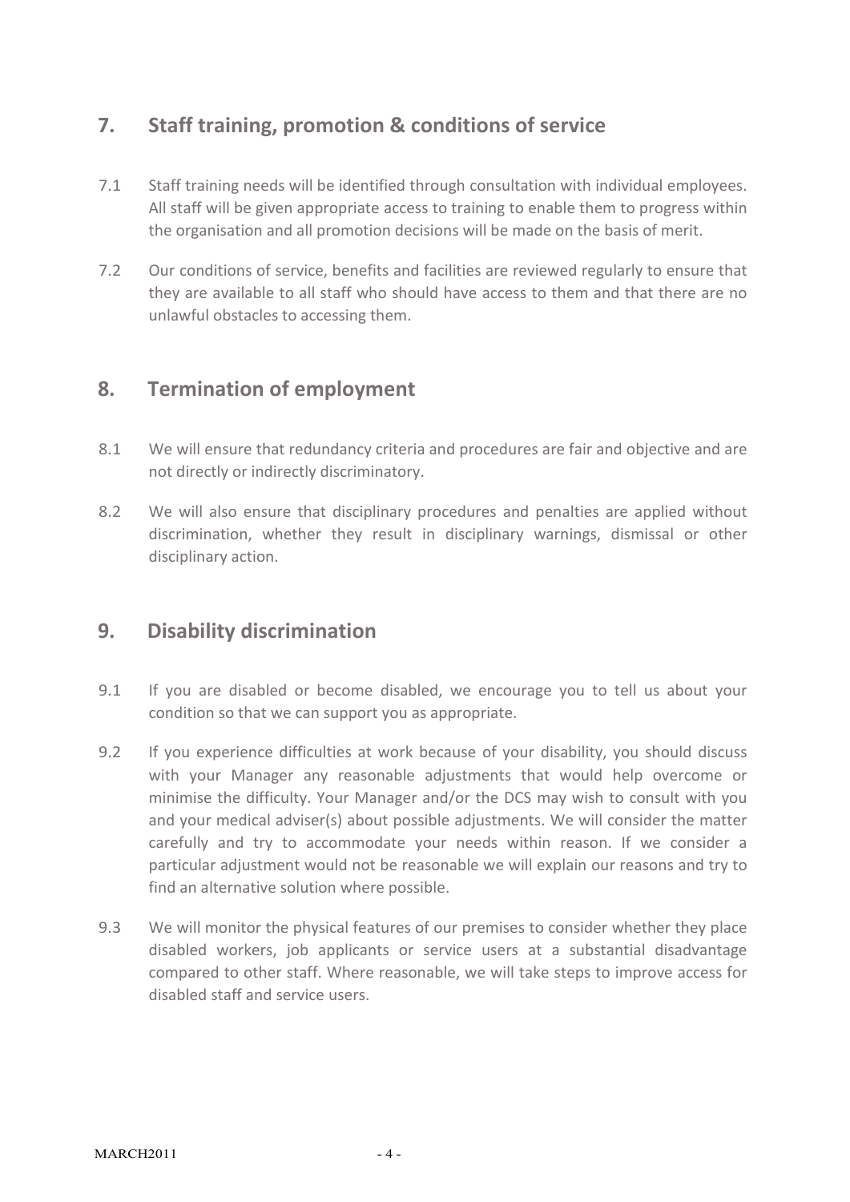## 7. Staff training, promotion & conditions of service

7.1 Staff training needs will be identified through consultation with individual employees. All staff will be given appropriate access to training to enable them to progress within the organisation and all promotion decisions will be made on the basis of merit.

7.2 Our conditions of service, benefits and facilities are reviewed regularly to ensure that they are available to all staff who should have access to them and that there are no unlawful obstacles to accessing them.

## 8. Termination of employment

8.1 We will ensure that redundancy criteria and procedures are fair and objective and are not directly or indirectly discriminatory.

8.2 We will also ensure that disciplinary procedures and penalties are applied without discrimination, whether they result in disciplinary warnings, dismissal or other disciplinary action.

## 9. Disability discrimination

9.1 If you are disabled or become disabled, we encourage you to tell us about your condition so that we can support you as appropriate.

9.2 If you experience difficulties at work because of your disability, you should discuss with your Manager any reasonable adjustments that would help overcome or minimise the difficulty. Your Manager and/or the DCS may wish to consult with you and your medical adviser(s) about possible adjustments. We will consider the matter carefully and try to accommodate your needs within reason. If we consider a particular adjustment would not be reasonable we will explain our reasons and try to find an alternative solution where possible.

9.3 We will monitor the physical features of our premises to consider whether they place disabled workers, job applicants or service users at a substantial disadvantage compared to other staff. Where reasonable, we will take steps to improve access for disabled staff and service users.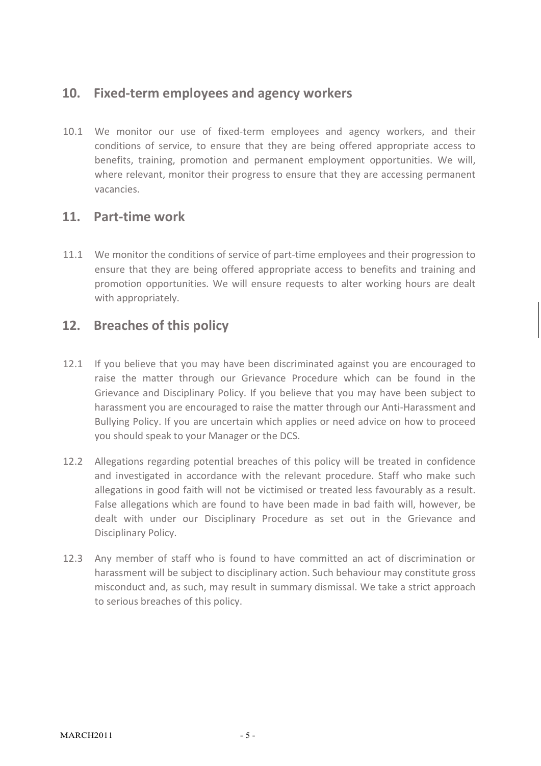## 10. Fixed-term employees and agency workers

10.1 We monitor our use of fixed-term employees and agency workers, and their conditions of service, to ensure that they are being offered appropriate access to benefits, training, promotion and permanent employment opportunities. We will, where relevant, monitor their progress to ensure that they are accessing permanent vacancies.

## 11. Part-time work

11.1 We monitor the conditions of service of part-time employees and their progression to ensure that they are being offered appropriate access to benefits and training and promotion opportunities. We will ensure requests to alter working hours are dealt with appropriately.

## 12. Breaches of this policy

12.1 If you believe that you may have been discriminated against you are encouraged to raise the matter through our Grievance Procedure which can be found in the Grievance and Disciplinary Policy. If you believe that you may have been subject to harassment you are encouraged to raise the matter through our Anti-Harassment and Bullying Policy. If you are uncertain which applies or need advice on how to proceed you should speak to your Manager or the DCS.

12.2 Allegations regarding potential breaches of this policy will be treated in confidence and investigated in accordance with the relevant procedure. Staff who make such allegations in good faith will not be victimised or treated less favourably as a result. False allegations which are found to have been made in bad faith will, however, be dealt with under our Disciplinary Procedure as set out in the Grievance and Disciplinary Policy.

12.3 Any member of staff who is found to have committed an act of discrimination or harassment will be subject to disciplinary action. Such behaviour may constitute gross misconduct and, as such, may result in summary dismissal. We take a strict approach to serious breaches of this policy.